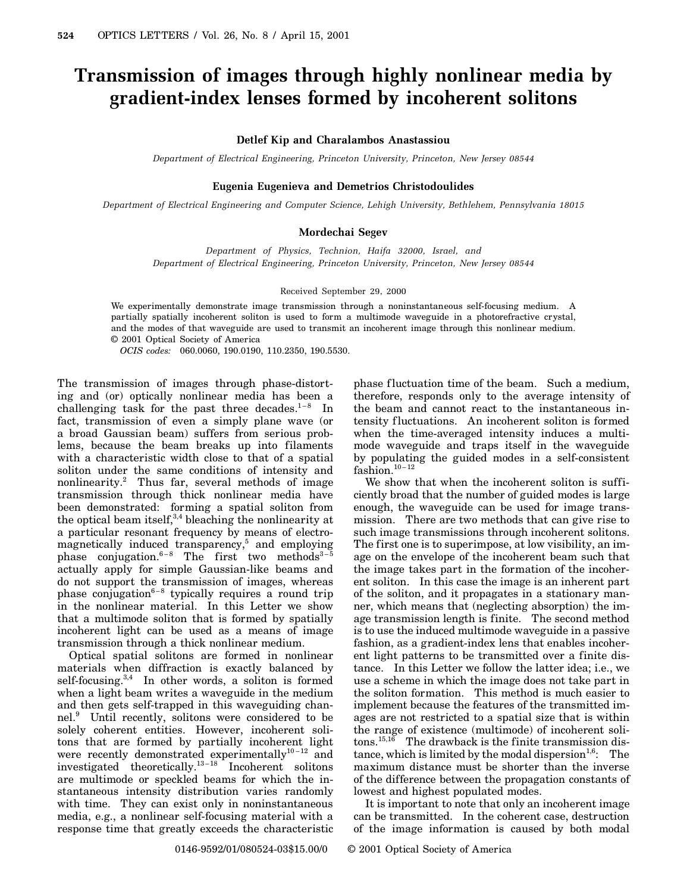# Transmission of images through highly nonlinear media by gradient-index lenses formed by incoherent solitons

**Detlef Kip and Charalambos Anastassiou**

*Department of Electrical Engineering, Princeton University, Princeton, New Jersey 08544*

**Eugenia Eugenieva and Demetrios Christodoulides**

*Department of Electrical Engineering and Computer Science, Lehigh University, Bethlehem, Pennsylvania 18015*

**Mordechai Segev**

*Department of Physics, Technion, Haifa 32000, Israel, and*
*Department of Electrical Engineering, Princeton University, Princeton, New Jersey 08544*

Received September 29, 2000

We experimentally demonstrate image transmission through a noninstantaneous self-focusing medium. A partially spatially incoherent soliton is used to form a multimode waveguide in a photorefractive crystal, and the modes of that waveguide are used to transmit an incoherent image through this nonlinear medium. © 2001 Optical Society of America

*OCIS codes:* 060.0060, 190.0190, 110.2350, 190.5530.

The transmission of images through phase-distorting and (or) optically nonlinear media has been a challenging task for the past three decades.[1–8] In fact, transmission of even a simply plane wave (or a broad Gaussian beam) suffers from serious problems, because the beam breaks up into filaments with a characteristic width close to that of a spatial soliton under the same conditions of intensity and nonlinearity.[2] Thus far, several methods of image transmission through thick nonlinear media have been demonstrated: forming a spatial soliton from the optical beam itself,[3,4] bleaching the nonlinearity at a particular resonant frequency by means of electromagnetically induced transparency,[5] and employing phase conjugation.[6–8] The first two methods[3–5] actually apply for simple Gaussian-like beams and do not support the transmission of images, whereas phase conjugation[6–8] typically requires a round trip in the nonlinear material. In this Letter we show that a multimode soliton that is formed by spatially incoherent light can be used as a means of image transmission through a thick nonlinear medium.

Optical spatial solitons are formed in nonlinear materials when diffraction is exactly balanced by self-focusing.[3,4] In other words, a soliton is formed when a light beam writes a waveguide in the medium and then gets self-trapped in this waveguiding channel.[9] Until recently, solitons were considered to be solely coherent entities. However, incoherent solitons that are formed by partially incoherent light were recently demonstrated experimentally[10–12] and investigated theoretically.[13–18] Incoherent solitons are multimode or speckled beams for which the instantaneous intensity distribution varies randomly with time. They can exist only in noninstantaneous media, e.g., a nonlinear self-focusing material with a response time that greatly exceeds the characteristic phase fluctuation time of the beam. Such a medium, therefore, responds only to the average intensity of the beam and cannot react to the instantaneous intensity fluctuations. An incoherent soliton is formed when the time-averaged intensity induces a multimode waveguide and traps itself in the waveguide by populating the guided modes in a self-consistent fashion.[10–12]

We show that when the incoherent soliton is sufficiently broad that the number of guided modes is large enough, the waveguide can be used for image transmission. There are two methods that can give rise to such image transmissions through incoherent solitons. The first one is to superimpose, at low visibility, an image on the envelope of the incoherent beam such that the image takes part in the formation of the incoherent soliton. In this case the image is an inherent part of the soliton, and it propagates in a stationary manner, which means that (neglecting absorption) the image transmission length is finite. The second method is to use the induced multimode waveguide in a passive fashion, as a gradient-index lens that enables incoherent light patterns to be transmitted over a finite distance. In this Letter we follow the latter idea; i.e., we use a scheme in which the image does not take part in the soliton formation. This method is much easier to implement because the features of the transmitted images are not restricted to a spatial size that is within the range of existence (multimode) of incoherent solitons.[15,16] The drawback is the finite transmission distance, which is limited by the modal dispersion[1,6]: The maximum distance must be shorter than the inverse of the difference between the propagation constants of lowest and highest populated modes.

It is important to note that only an incoherent image can be transmitted. In the coherent case, destruction of the image information is caused by both modal

0146-9592/01/080524-03$15.00/0 © 2001 Optical Society of America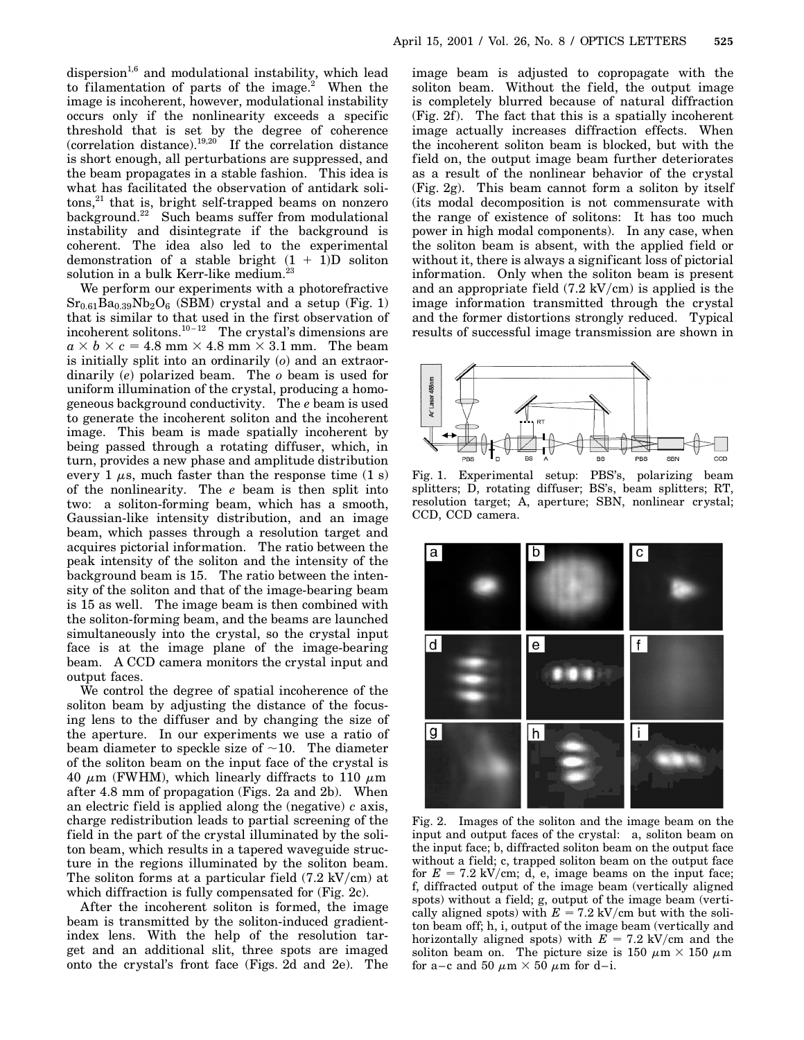dispersion[1,6] and modulational instability, which lead to filamentation of parts of the image.[2] When the image is incoherent, however, modulational instability occurs only if the nonlinearity exceeds a specific threshold that is set by the degree of coherence (correlation distance).[19,20] If the correlation distance is short enough, all perturbations are suppressed, and the beam propagates in a stable fashion. This idea is what has facilitated the observation of antidark solitons,[21] that is, bright self-trapped beams on nonzero background.[22] Such beams suffer from modulational instability and disintegrate if the background is coherent. The idea also led to the experimental demonstration of a stable bright (1 + 1)D soliton solution in a bulk Kerr-like medium.[23]

We perform our experiments with a photorefractive $Sr_{0.61}Ba_{0.39}Nb_2O_6$ (SBM) crystal and a setup (Fig. 1) that is similar to that used in the first observation of incoherent solitons.[10–12] The crystal's dimensions are $a \times b \times c = 4.8\ \text{mm} \times 4.8\ \text{mm} \times 3.1\ \text{mm}$. The beam is initially split into an ordinarily (*o*) and an extraordinarily (*e*) polarized beam. The *o* beam is used for uniform illumination of the crystal, producing a homogeneous background conductivity. The *e* beam is used to generate the incoherent soliton and the incoherent image. This beam is made spatially incoherent by being passed through a rotating diffuser, which, in turn, provides a new phase and amplitude distribution every 1 $\mu$s, much faster than the response time (1 s) of the nonlinearity. The *e* beam is then split into two: a soliton-forming beam, which has a smooth, Gaussian-like intensity distribution, and an image beam, which passes through a resolution target and acquires pictorial information. The ratio between the peak intensity of the soliton and the intensity of the background beam is 15. The ratio between the intensity of the soliton and that of the image-bearing beam is 15 as well. The image beam is then combined with the soliton-forming beam, and the beams are launched simultaneously into the crystal, so the crystal input face is at the image plane of the image-bearing beam. A CCD camera monitors the crystal input and output faces.

We control the degree of spatial incoherence of the soliton beam by adjusting the distance of the focusing lens to the diffuser and by changing the size of the aperture. In our experiments we use a ratio of beam diameter to speckle size of ~10. The diameter of the soliton beam on the input face of the crystal is 40 $\mu$m (FWHM), which linearly diffracts to 110 $\mu$m after 4.8 mm of propagation (Figs. 2a and 2b). When an electric field is applied along the (negative) *c* axis, charge redistribution leads to partial screening of the field in the part of the crystal illuminated by the soliton beam, which results in a tapered waveguide structure in the regions illuminated by the soliton beam. The soliton forms at a particular field (7.2 kV/cm) at which diffraction is fully compensated for (Fig. 2c).

After the incoherent soliton is formed, the image beam is transmitted by the soliton-induced gradient-index lens. With the help of the resolution target and an additional slit, three spots are imaged onto the crystal's front face (Figs. 2d and 2e). The image beam is adjusted to copropagate with the soliton beam. Without the field, the output image is completely blurred because of natural diffraction (Fig. 2f). The fact that this is a spatially incoherent image actually increases diffraction effects. When the incoherent soliton beam is blocked, but with the field on, the output image beam further deteriorates as a result of the nonlinear behavior of the crystal (Fig. 2g). This beam cannot form a soliton by itself (its modal decomposition is not commensurate with the range of existence of solitons: It has too much power in high modal components). In any case, when the soliton beam is absent, with the applied field or without it, there is always a significant loss of pictorial information. Only when the soliton beam is present and an appropriate field (7.2 kV/cm) is applied is the image information transmitted through the crystal and the former distortions strongly reduced. Typical results of successful image transmission are shown in

Fig. 1. Experimental setup: PBS's, polarizing beam splitters; D, rotating diffuser; BS's, beam splitters; RT, resolution target; A, aperture; SBN, nonlinear crystal; CCD, CCD camera.

Fig. 2. Images of the soliton and the image beam on the input and output faces of the crystal: a, soliton beam on the input face; b, diffracted soliton beam on the output face without a field; c, trapped soliton beam on the output face for $E = 7.2$ kV/cm; d, e, image beams on the input face; f, diffracted output of the image beam (vertically aligned spots) without a field; g, output of the image beam (vertically aligned spots) with $E = 7.2$ kV/cm but with the soliton beam off; h, i, output of the image beam (vertically and horizontally aligned spots) with $E = 7.2$ kV/cm and the soliton beam on. The picture size is 150 $\mu$m × 150 $\mu$m for a–c and 50 $\mu$m × 50 $\mu$m for d–i.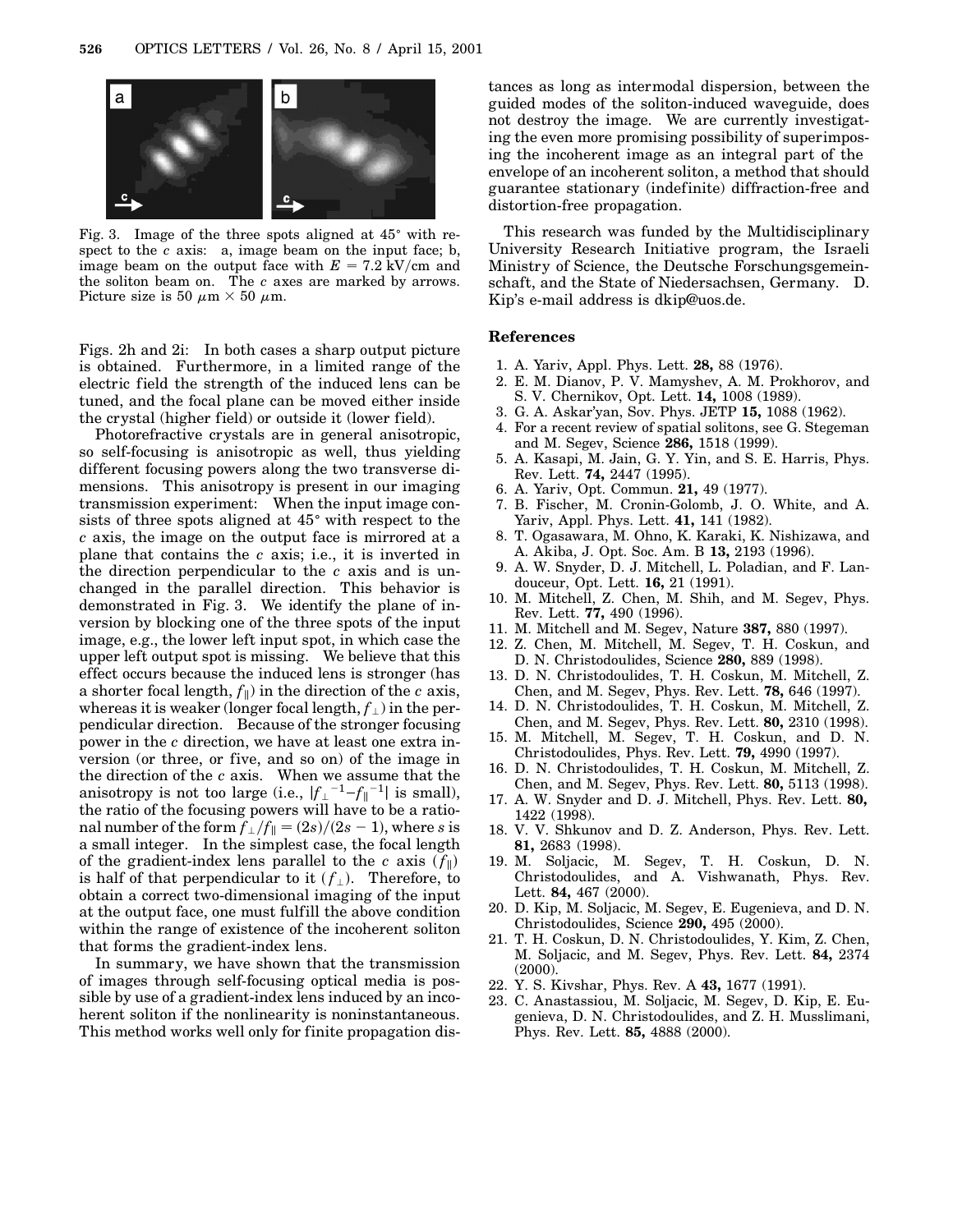a

b

c

c

Fig. 3. Image of the three spots aligned at 45° with respect to the $c$ axis: a, image beam on the input face; b, image beam on the output face with $E = 7.2$ kV/cm and the soliton beam on. The $c$ axes are marked by arrows. Picture size is 50 $\mu$m $\times$ 50 $\mu$m.

Figs. 2h and 2i: In both cases a sharp output picture is obtained. Furthermore, in a limited range of the electric field the strength of the induced lens can be tuned, and the focal plane can be moved either inside the crystal (higher field) or outside it (lower field).

Photorefractive crystals are in general anisotropic, so self-focusing is anisotropic as well, thus yielding different focusing powers along the two transverse dimensions. This anisotropy is present in our imaging transmission experiment: When the input image consists of three spots aligned at 45° with respect to the $c$ axis, the image on the output face is mirrored at a plane that contains the $c$ axis; i.e., it is inverted in the direction perpendicular to the $c$ axis and is unchanged in the parallel direction. This behavior is demonstrated in Fig. 3. We identify the plane of inversion by blocking one of the three spots of the input image, e.g., the lower left input spot, in which case the upper left output spot is missing. We believe that this effect occurs because the induced lens is stronger (has a shorter focal length, $f_{\parallel}$) in the direction of the $c$ axis, whereas it is weaker (longer focal length, $f_{\perp}$) in the perpendicular direction. Because of the stronger focusing power in the $c$ direction, we have at least one extra inversion (or three, or five, and so on) of the image in the direction of the $c$ axis. When we assume that the anisotropy is not too large (i.e., $|f_{\perp}^{-1} - f_{\parallel}^{-1}|$ is small), the ratio of the focusing powers will have to be a rational number of the form $f_{\perp}/f_{\parallel} = (2s)/(2s-1)$, where $s$ is a small integer. In the simplest case, the focal length of the gradient-index lens parallel to the $c$ axis ($f_{\parallel}$) is half of that perpendicular to it ($f_{\perp}$). Therefore, to obtain a correct two-dimensional imaging of the input at the output face, one must fulfill the above condition within the range of existence of the incoherent soliton that forms the gradient-index lens.

In summary, we have shown that the transmission of images through self-focusing optical media is possible by use of a gradient-index lens induced by an incoherent soliton if the nonlinearity is noninstantaneous. This method works well only for finite propagation distances as long as intermodal dispersion, between the guided modes of the soliton-induced waveguide, does not destroy the image. We are currently investigating the even more promising possibility of superimposing the incoherent image as an integral part of the envelope of an incoherent soliton, a method that should guarantee stationary (indefinite) diffraction-free and distortion-free propagation.

This research was funded by the Multidisciplinary University Research Initiative program, the Israeli Ministry of Science, the Deutsche Forschungsgemeinschaft, and the State of Niedersachsen, Germany. D. Kip's e-mail address is dkip@uos.de.

## References

1. A. Yariv, Appl. Phys. Lett. **28,** 88 (1976).
2. E. M. Dianov, P. V. Mamyshev, A. M. Prokhorov, and S. V. Chernikov, Opt. Lett. **14,** 1008 (1989).
3. G. A. Askar'yan, Sov. Phys. JETP **15,** 1088 (1962).
4. For a recent review of spatial solitons, see G. Stegeman and M. Segev, Science **286,** 1518 (1999).
5. A. Kasapi, M. Jain, G. Y. Yin, and S. E. Harris, Phys. Rev. Lett. **74,** 2447 (1995).
6. A. Yariv, Opt. Commun. **21,** 49 (1977).
7. B. Fischer, M. Cronin-Golomb, J. O. White, and A. Yariv, Appl. Phys. Lett. **41,** 141 (1982).
8. T. Ogasawara, M. Ohno, K. Karaki, K. Nishizawa, and A. Akiba, J. Opt. Soc. Am. B **13,** 2193 (1996).
9. A. W. Snyder, D. J. Mitchell, L. Poladian, and F. Ladouceur, Opt. Lett. **16,** 21 (1991).
10. M. Mitchell, Z. Chen, M. Shih, and M. Segev, Phys. Rev. Lett. **77,** 490 (1996).
11. M. Mitchell and M. Segev, Nature **387,** 880 (1997).
12. Z. Chen, M. Mitchell, M. Segev, T. H. Coskun, and D. N. Christodoulides, Science **280,** 889 (1998).
13. D. N. Christodoulides, T. H. Coskun, M. Mitchell, Z. Chen, and M. Segev, Phys. Rev. Lett. **78,** 646 (1997).
14. D. N. Christodoulides, T. H. Coskun, M. Mitchell, Z. Chen, and M. Segev, Phys. Rev. Lett. **80,** 2310 (1998).
15. M. Mitchell, M. Segev, T. H. Coskun, and D. N. Christodoulides, Phys. Rev. Lett. **79,** 4990 (1997).
16. D. N. Christodoulides, T. H. Coskun, M. Mitchell, Z. Chen, and M. Segev, Phys. Rev. Lett. **80,** 5113 (1998).
17. A. W. Snyder and D. J. Mitchell, Phys. Rev. Lett. **80,** 1422 (1998).
18. V. V. Shkunov and D. Z. Anderson, Phys. Rev. Lett. **81,** 2683 (1998).
19. M. Soljacic, M. Segev, T. H. Coskun, D. N. Christodoulides, and A. Vishwanath, Phys. Rev. Lett. **84,** 467 (2000).
20. D. Kip, M. Soljacic, M. Segev, E. Eugenieva, and D. N. Christodoulides, Science **290,** 495 (2000).
21. T. H. Coskun, D. N. Christodoulides, Y. Kim, Z. Chen, M. Soljacic, and M. Segev, Phys. Rev. Lett. **84,** 2374 (2000).
22. Y. S. Kivshar, Phys. Rev. A **43,** 1677 (1991).
23. C. Anastassiou, M. Soljacic, M. Segev, D. Kip, E. Eugenieva, D. N. Christodoulides, and Z. H. Musslimani, Phys. Rev. Lett. **85,** 4888 (2000).